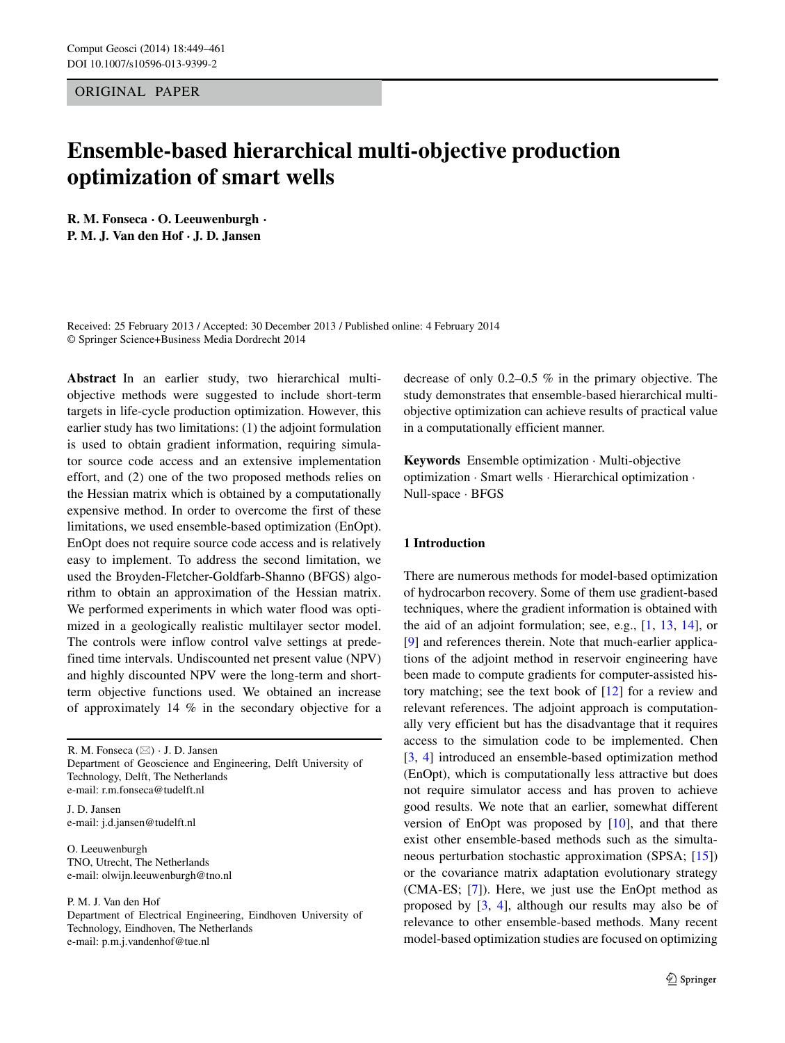ORIGINAL PAPER

# Ensemble-based hierarchical multi-objective production optimization of smart wells

**R. M. Fonseca · O. Leeuwenburgh · P. M. J. Van den Hof · J. D. Jansen**

Received: 25 February 2013 / Accepted: 30 December 2013 / Published online: 4 February 2014
© Springer Science+Business Media Dordrecht 2014

**Abstract** In an earlier study, two hierarchical multi-objective methods were suggested to include short-term targets in life-cycle production optimization. However, this earlier study has two limitations: (1) the adjoint formulation is used to obtain gradient information, requiring simulator source code access and an extensive implementation effort, and (2) one of the two proposed methods relies on the Hessian matrix which is obtained by a computationally expensive method. In order to overcome the first of these limitations, we used ensemble-based optimization (EnOpt). EnOpt does not require source code access and is relatively easy to implement. To address the second limitation, we used the Broyden-Fletcher-Goldfarb-Shanno (BFGS) algorithm to obtain an approximation of the Hessian matrix. We performed experiments in which water flood was optimized in a geologically realistic multilayer sector model. The controls were inflow control valve settings at predefined time intervals. Undiscounted net present value (NPV) and highly discounted NPV were the long-term and short-term objective functions used. We obtained an increase of approximately 14 % in the secondary objective for a decrease of only 0.2–0.5 % in the primary objective. The study demonstrates that ensemble-based hierarchical multi-objective optimization can achieve results of practical value in a computationally efficient manner.

**Keywords** Ensemble optimization · Multi-objective optimization · Smart wells · Hierarchical optimization · Null-space · BFGS

R. M. Fonseca (✉) · J. D. Jansen
Department of Geoscience and Engineering, Delft University of Technology, Delft, The Netherlands
e-mail: r.m.fonseca@tudelft.nl

J. D. Jansen
e-mail: j.d.jansen@tudelft.nl

O. Leeuwenburgh
TNO, Utrecht, The Netherlands
e-mail: olwijn.leeuwenburgh@tno.nl

P. M. J. Van den Hof
Department of Electrical Engineering, Eindhoven University of Technology, Eindhoven, The Netherlands
e-mail: p.m.j.vandenhof@tue.nl

## 1 Introduction

There are numerous methods for model-based optimization of hydrocarbon recovery. Some of them use gradient-based techniques, where the gradient information is obtained with the aid of an adjoint formulation; see, e.g., [1, 13, 14], or [9] and references therein. Note that much-earlier applications of the adjoint method in reservoir engineering have been made to compute gradients for computer-assisted history matching; see the text book of [12] for a review and relevant references. The adjoint approach is computationally very efficient but has the disadvantage that it requires access to the simulation code to be implemented. Chen [3, 4] introduced an ensemble-based optimization method (EnOpt), which is computationally less attractive but does not require simulator access and has proven to achieve good results. We note that an earlier, somewhat different version of EnOpt was proposed by [10], and that there exist other ensemble-based methods such as the simultaneous perturbation stochastic approximation (SPSA; [15]) or the covariance matrix adaptation evolutionary strategy (CMA-ES; [7]). Here, we just use the EnOpt method as proposed by [3, 4], although our results may also be of relevance to other ensemble-based methods. Many recent model-based optimization studies are focused on optimizing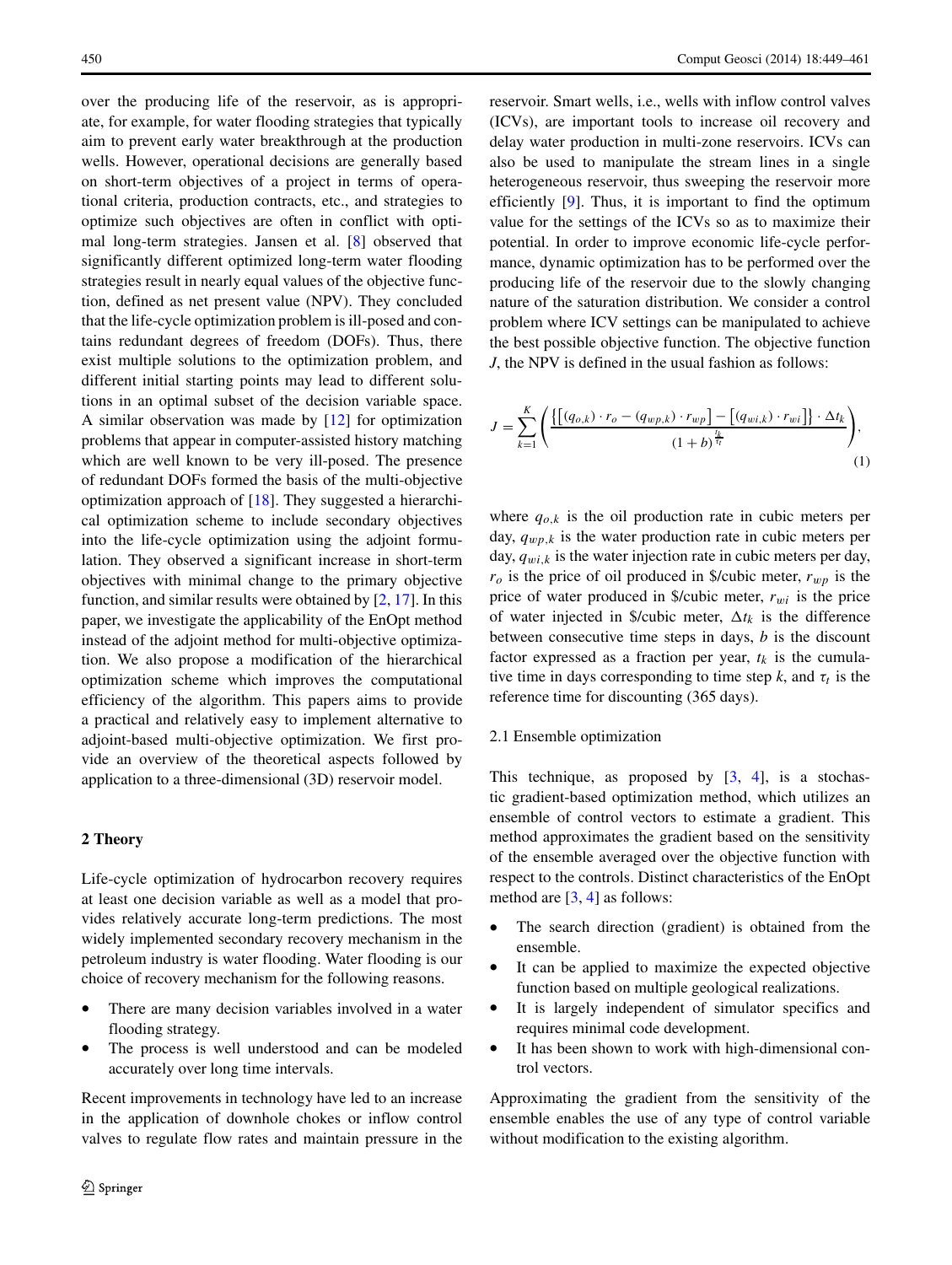over the producing life of the reservoir, as is appropriate, for example, for water flooding strategies that typically aim to prevent early water breakthrough at the production wells. However, operational decisions are generally based on short-term objectives of a project in terms of operational criteria, production contracts, etc., and strategies to optimize such objectives are often in conflict with optimal long-term strategies. Jansen et al. [8] observed that significantly different optimized long-term water flooding strategies result in nearly equal values of the objective function, defined as net present value (NPV). They concluded that the life-cycle optimization problem is ill-posed and contains redundant degrees of freedom (DOFs). Thus, there exist multiple solutions to the optimization problem, and different initial starting points may lead to different solutions in an optimal subset of the decision variable space. A similar observation was made by [12] for optimization problems that appear in computer-assisted history matching which are well known to be very ill-posed. The presence of redundant DOFs formed the basis of the multi-objective optimization approach of [18]. They suggested a hierarchical optimization scheme to include secondary objectives into the life-cycle optimization using the adjoint formulation. They observed a significant increase in short-term objectives with minimal change to the primary objective function, and similar results were obtained by [2, 17]. In this paper, we investigate the applicability of the EnOpt method instead of the adjoint method for multi-objective optimization. We also propose a modification of the hierarchical optimization scheme which improves the computational efficiency of the algorithm. This papers aims to provide a practical and relatively easy to implement alternative to adjoint-based multi-objective optimization. We first provide an overview of the theoretical aspects followed by application to a three-dimensional (3D) reservoir model.

## 2 Theory

Life-cycle optimization of hydrocarbon recovery requires at least one decision variable as well as a model that provides relatively accurate long-term predictions. The most widely implemented secondary recovery mechanism in the petroleum industry is water flooding. Water flooding is our choice of recovery mechanism for the following reasons.

- There are many decision variables involved in a water flooding strategy.
- The process is well understood and can be modeled accurately over long time intervals.

Recent improvements in technology have led to an increase in the application of downhole chokes or inflow control valves to regulate flow rates and maintain pressure in the reservoir. Smart wells, i.e., wells with inflow control valves (ICVs), are important tools to increase oil recovery and delay water production in multi-zone reservoirs. ICVs can also be used to manipulate the stream lines in a single heterogeneous reservoir, thus sweeping the reservoir more efficiently [9]. Thus, it is important to find the optimum value for the settings of the ICVs so as to maximize their potential. In order to improve economic life-cycle performance, dynamic optimization has to be performed over the producing life of the reservoir due to the slowly changing nature of the saturation distribution. We consider a control problem where ICV settings can be manipulated to achieve the best possible objective function. The objective function $J$, the NPV is defined in the usual fashion as follows:

$$J = \sum_{k=1}^{K} \left( \frac{\left\{ \left[ (q_{o,k}) \cdot r_o - (q_{wp,k}) \cdot r_{wp} \right] - \left[ (q_{wi,k}) \cdot r_{wi} \right] \right\} \cdot \Delta t_k}{(1+b)^{\frac{t_k}{\tau_t}}} \right), \tag{1}$$

where $q_{o,k}$ is the oil production rate in cubic meters per day, $q_{wp,k}$ is the water production rate in cubic meters per day, $q_{wi,k}$ is the water injection rate in cubic meters per day, $r_o$ is the price of oil produced in \$/cubic meter, $r_{wp}$ is the price of water produced in \$/cubic meter, $r_{wi}$ is the price of water injected in \$/cubic meter, $\Delta t_k$ is the difference between consecutive time steps in days, $b$ is the discount factor expressed as a fraction per year, $t_k$ is the cumulative time in days corresponding to time step $k$, and $\tau_t$ is the reference time for discounting (365 days).

### 2.1 Ensemble optimization

This technique, as proposed by [3, 4], is a stochastic gradient-based optimization method, which utilizes an ensemble of control vectors to estimate a gradient. This method approximates the gradient based on the sensitivity of the ensemble averaged over the objective function with respect to the controls. Distinct characteristics of the EnOpt method are [3, 4] as follows:

- The search direction (gradient) is obtained from the ensemble.
- It can be applied to maximize the expected objective function based on multiple geological realizations.
- It is largely independent of simulator specifics and requires minimal code development.
- It has been shown to work with high-dimensional control vectors.

Approximating the gradient from the sensitivity of the ensemble enables the use of any type of control variable without modification to the existing algorithm.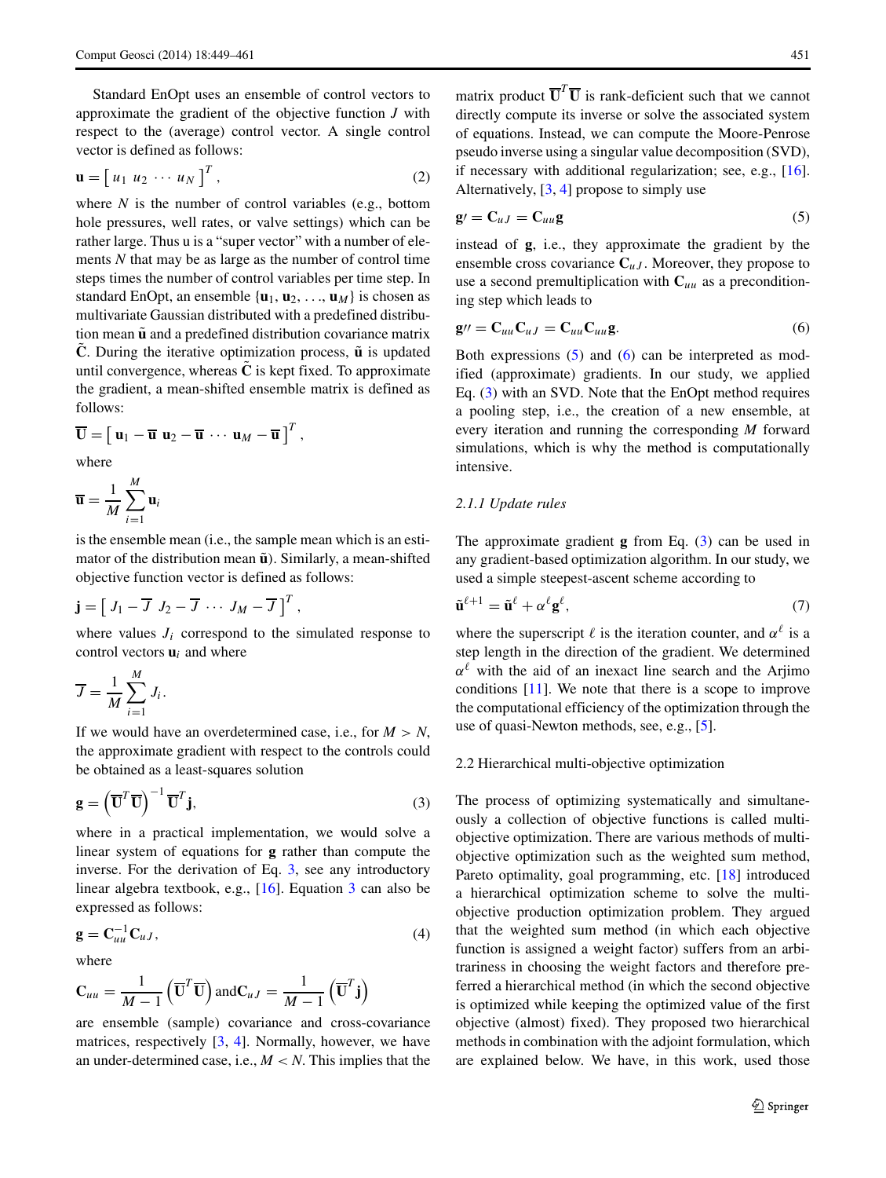Standard EnOpt uses an ensemble of control vectors to approximate the gradient of the objective function $J$ with respect to the (average) control vector. A single control vector is defined as follows:

$$\mathbf{u} = \left[\, u_1 \; u_2 \; \cdots \; u_N \,\right]^T, \tag{2}$$

where $N$ is the number of control variables (e.g., bottom hole pressures, well rates, or valve settings) which can be rather large. Thus u is a "super vector" with a number of elements $N$ that may be as large as the number of control time steps times the number of control variables per time step. In standard EnOpt, an ensemble $\{\mathbf{u}_1, \mathbf{u}_2, \ldots, \mathbf{u}_M\}$ is chosen as multivariate Gaussian distributed with a predefined distribution mean $\tilde{\mathbf{u}}$ and a predefined distribution covariance matrix $\tilde{\mathbf{C}}$. During the iterative optimization process, $\tilde{\mathbf{u}}$ is updated until convergence, whereas $\tilde{\mathbf{C}}$ is kept fixed. To approximate the gradient, a mean-shifted ensemble matrix is defined as follows:

$$\overline{\mathbf{U}} = \left[\, \mathbf{u}_1 - \overline{\mathbf{u}} \;\; \mathbf{u}_2 - \overline{\mathbf{u}} \;\cdots\; \mathbf{u}_M - \overline{\mathbf{u}} \,\right]^T,$$

where

$$\overline{\mathbf{u}} = \frac{1}{M}\sum_{i=1}^{M} \mathbf{u}_i$$

is the ensemble mean (i.e., the sample mean which is an estimator of the distribution mean $\tilde{\mathbf{u}}$). Similarly, a mean-shifted objective function vector is defined as follows:

$$\mathbf{j} = \left[\, J_1 - \overline{J} \;\; J_2 - \overline{J} \;\cdots\; J_M - \overline{J} \,\right]^T,$$

where values $J_i$ correspond to the simulated response to control vectors $\mathbf{u}_i$ and where

$$\overline{J} = \frac{1}{M}\sum_{i=1}^{M} J_i.$$

If we would have an overdetermined case, i.e., for $M > N$, the approximate gradient with respect to the controls could be obtained as a least-squares solution

$$\mathbf{g} = \left(\overline{\mathbf{U}}^T\overline{\mathbf{U}}\right)^{-1}\overline{\mathbf{U}}^T\mathbf{j}, \tag{3}$$

where in a practical implementation, we would solve a linear system of equations for $\mathbf{g}$ rather than compute the inverse. For the derivation of Eq. 3, see any introductory linear algebra textbook, e.g., [16]. Equation 3 can also be expressed as follows:

$$\mathbf{g} = \mathbf{C}_{uu}^{-1}\mathbf{C}_{uJ}, \tag{4}$$

where

$$\mathbf{C}_{uu} = \frac{1}{M-1}\left(\overline{\mathbf{U}}^T\overline{\mathbf{U}}\right) \text{and} \mathbf{C}_{uJ} = \frac{1}{M-1}\left(\overline{\mathbf{U}}^T\mathbf{j}\right)$$

are ensemble (sample) covariance and cross-covariance matrices, respectively [3, 4]. Normally, however, we have an under-determined case, i.e., $M < N$. This implies that the matrix product $\overline{\mathbf{U}}^T\overline{\mathbf{U}}$ is rank-deficient such that we cannot directly compute its inverse or solve the associated system of equations. Instead, we can compute the Moore-Penrose pseudo inverse using a singular value decomposition (SVD), if necessary with additional regularization; see, e.g., [16]. Alternatively, [3, 4] propose to simply use

$$\mathbf{g}\prime = \mathbf{C}_{uJ} = \mathbf{C}_{uu}\mathbf{g} \tag{5}$$

instead of $\mathbf{g}$, i.e., they approximate the gradient by the ensemble cross covariance $\mathbf{C}_{uJ}$. Moreover, they propose to use a second premultiplication with $\mathbf{C}_{uu}$ as a preconditioning step which leads to

$$\mathbf{g}\prime\prime = \mathbf{C}_{uu}\mathbf{C}_{uJ} = \mathbf{C}_{uu}\mathbf{C}_{uu}\mathbf{g}. \tag{6}$$

Both expressions (5) and (6) can be interpreted as modified (approximate) gradients. In our study, we applied Eq. (3) with an SVD. Note that the EnOpt method requires a pooling step, i.e., the creation of a new ensemble, at every iteration and running the corresponding $M$ forward simulations, which is why the method is computationally intensive.

#### 2.1.1 Update rules

The approximate gradient $\mathbf{g}$ from Eq. (3) can be used in any gradient-based optimization algorithm. In our study, we used a simple steepest-ascent scheme according to

$$\tilde{\mathbf{u}}^{\ell+1} = \tilde{\mathbf{u}}^{\ell} + \alpha^{\ell}\mathbf{g}^{\ell}, \tag{7}$$

where the superscript $\ell$ is the iteration counter, and $\alpha^{\ell}$ is a step length in the direction of the gradient. We determined $\alpha^{\ell}$ with the aid of an inexact line search and the Arjimo conditions [11]. We note that there is a scope to improve the computational efficiency of the optimization through the use of quasi-Newton methods, see, e.g., [5].

### 2.2 Hierarchical multi-objective optimization

The process of optimizing systematically and simultaneously a collection of objective functions is called multi-objective optimization. There are various methods of multi-objective optimization such as the weighted sum method, Pareto optimality, goal programming, etc. [18] introduced a hierarchical optimization scheme to solve the multi-objective production optimization problem. They argued that the weighted sum method (in which each objective function is assigned a weight factor) suffers from an arbitrariness in choosing the weight factors and therefore preferred a hierarchical method (in which the second objective is optimized while keeping the optimized value of the first objective (almost) fixed). They proposed two hierarchical methods in combination with the adjoint formulation, which are explained below. We have, in this work, used those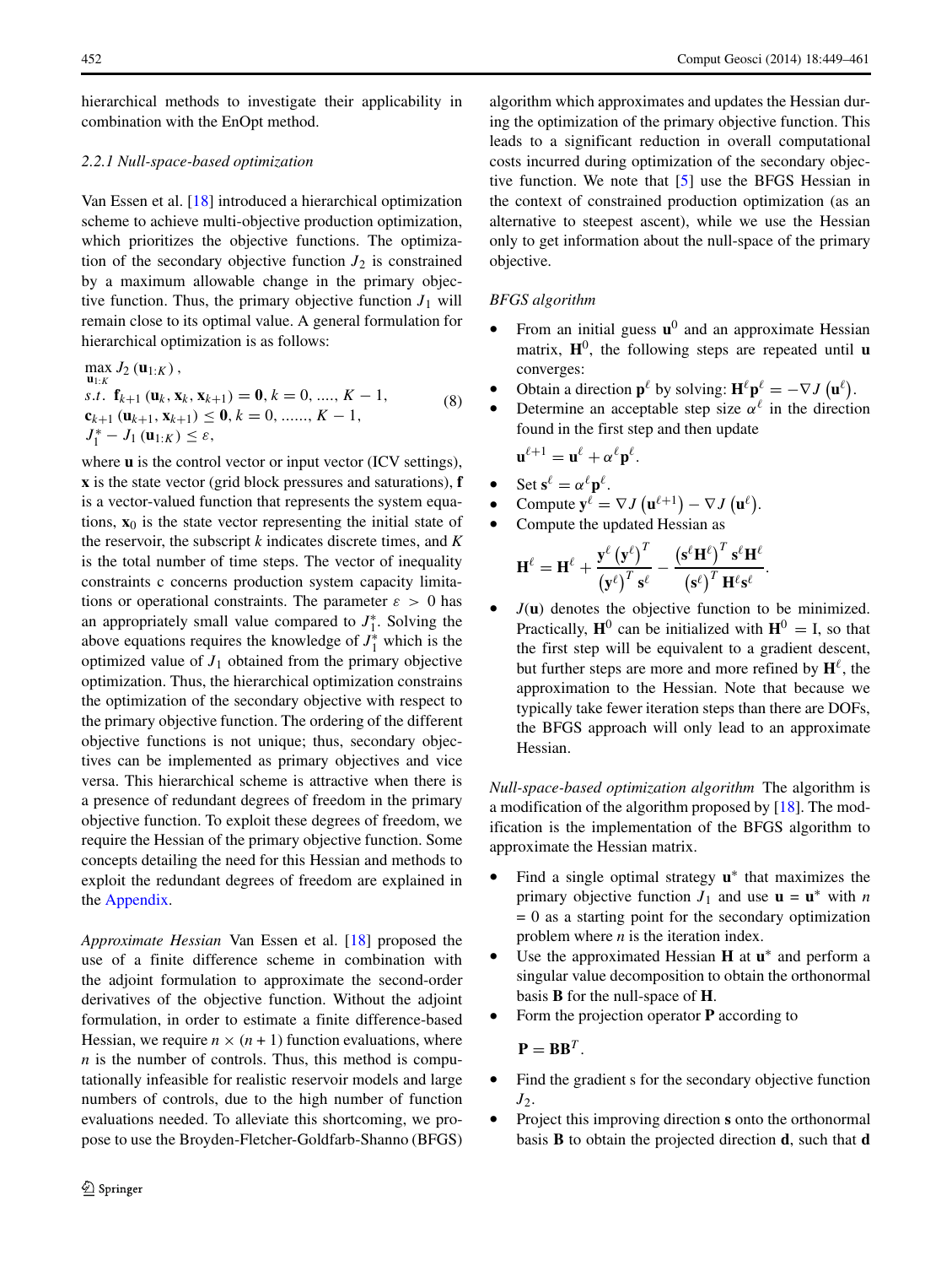hierarchical methods to investigate their applicability in combination with the EnOpt method.

#### 2.2.1 Null-space-based optimization

Van Essen et al. [18] introduced a hierarchical optimization scheme to achieve multi-objective production optimization, which prioritizes the objective functions. The optimization of the secondary objective function $J_2$ is constrained by a maximum allowable change in the primary objective function. Thus, the primary objective function $J_1$ will remain close to its optimal value. A general formulation for hierarchical optimization is as follows:

$$
\begin{aligned}
&\max_{\mathbf{u}_{1:K}} J_2\left(\mathbf{u}_{1:K}\right), \\
&s.t.\ \mathbf{f}_{k+1}\left(\mathbf{u}_k, \mathbf{x}_k, \mathbf{x}_{k+1}\right) = \mathbf{0}, k = 0, ...., K-1, \\
&\mathbf{c}_{k+1}\left(\mathbf{u}_{k+1}, \mathbf{x}_{k+1}\right) \leq \mathbf{0}, k = 0, ......, K-1, \\
&J_1^* - J_1\left(\mathbf{u}_{1:K}\right) \leq \varepsilon,
\end{aligned} \tag{8}
$$

where $\mathbf{u}$ is the control vector or input vector (ICV settings), $\mathbf{x}$ is the state vector (grid block pressures and saturations), $\mathbf{f}$ is a vector-valued function that represents the system equations, $\mathbf{x}_0$ is the state vector representing the initial state of the reservoir, the subscript $k$ indicates discrete times, and $K$ is the total number of time steps. The vector of inequality constraints c concerns production system capacity limitations or operational constraints. The parameter $\varepsilon > 0$ has an appropriately small value compared to $J_1^*$. Solving the above equations requires the knowledge of $J_1^*$ which is the optimized value of $J_1$ obtained from the primary objective optimization. Thus, the hierarchical optimization constrains the optimization of the secondary objective with respect to the primary objective function. The ordering of the different objective functions is not unique; thus, secondary objectives can be implemented as primary objectives and vice versa. This hierarchical scheme is attractive when there is a presence of redundant degrees of freedom in the primary objective function. To exploit these degrees of freedom, we require the Hessian of the primary objective function. Some concepts detailing the need for this Hessian and methods to exploit the redundant degrees of freedom are explained in the Appendix.

*Approximate Hessian* Van Essen et al. [18] proposed the use of a finite difference scheme in combination with the adjoint formulation to approximate the second-order derivatives of the objective function. Without the adjoint formulation, in order to estimate a finite difference-based Hessian, we require $n \times (n+1)$ function evaluations, where $n$ is the number of controls. Thus, this method is computationally infeasible for realistic reservoir models and large numbers of controls, due to the high number of function evaluations needed. To alleviate this shortcoming, we propose to use the Broyden-Fletcher-Goldfarb-Shanno (BFGS) algorithm which approximates and updates the Hessian during the optimization of the primary objective function. This leads to a significant reduction in overall computational costs incurred during optimization of the secondary objective function. We note that [5] use the BFGS Hessian in the context of constrained production optimization (as an alternative to steepest ascent), while we use the Hessian only to get information about the null-space of the primary objective.

*BFGS algorithm*

- From an initial guess $\mathbf{u}^0$ and an approximate Hessian matrix, $\mathbf{H}^0$, the following steps are repeated until $\mathbf{u}$ converges:
- Obtain a direction $\mathbf{p}^\ell$ by solving: $\mathbf{H}^\ell \mathbf{p}^\ell = -\nabla J\left(\mathbf{u}^\ell\right)$.
- Determine an acceptable step size $\alpha^\ell$ in the direction found in the first step and then update

  $$\mathbf{u}^{\ell+1} = \mathbf{u}^\ell + \alpha^\ell \mathbf{p}^\ell.$$

- Set $\mathbf{s}^\ell = \alpha^\ell \mathbf{p}^\ell$.
- Compute $\mathbf{y}^\ell = \nabla J\left(\mathbf{u}^{\ell+1}\right) - \nabla J\left(\mathbf{u}^\ell\right)$.
- Compute the updated Hessian as

  $$\mathbf{H}^\ell = \mathbf{H}^\ell + \frac{\mathbf{y}^\ell \left(\mathbf{y}^\ell\right)^T}{\left(\mathbf{y}^\ell\right)^T \mathbf{s}^\ell} - \frac{\left(\mathbf{s}^\ell \mathbf{H}^\ell\right)^T \mathbf{s}^\ell \mathbf{H}^\ell}{\left(\mathbf{s}^\ell\right)^T \mathbf{H}^\ell \mathbf{s}^\ell}.$$

- $J(\mathbf{u})$ denotes the objective function to be minimized. Practically, $\mathbf{H}^0$ can be initialized with $\mathbf{H}^0 = \mathrm{I}$, so that the first step will be equivalent to a gradient descent, but further steps are more and more refined by $\mathbf{H}^\ell$, the approximation to the Hessian. Note that because we typically take fewer iteration steps than there are DOFs, the BFGS approach will only lead to an approximate Hessian.

*Null-space-based optimization algorithm* The algorithm is a modification of the algorithm proposed by [18]. The modification is the implementation of the BFGS algorithm to approximate the Hessian matrix.

- Find a single optimal strategy $\mathbf{u}^*$ that maximizes the primary objective function $J_1$ and use $\mathbf{u} = \mathbf{u}^*$ with $n = 0$ as a starting point for the secondary optimization problem where $n$ is the iteration index.
- Use the approximated Hessian $\mathbf{H}$ at $\mathbf{u}^*$ and perform a singular value decomposition to obtain the orthonormal basis $\mathbf{B}$ for the null-space of $\mathbf{H}$.
- Form the projection operator $\mathbf{P}$ according to

  $$\mathbf{P} = \mathbf{B}\mathbf{B}^T.$$

- Find the gradient s for the secondary objective function $J_2$.
- Project this improving direction $\mathbf{s}$ onto the orthonormal basis $\mathbf{B}$ to obtain the projected direction $\mathbf{d}$, such that $\mathbf{d}$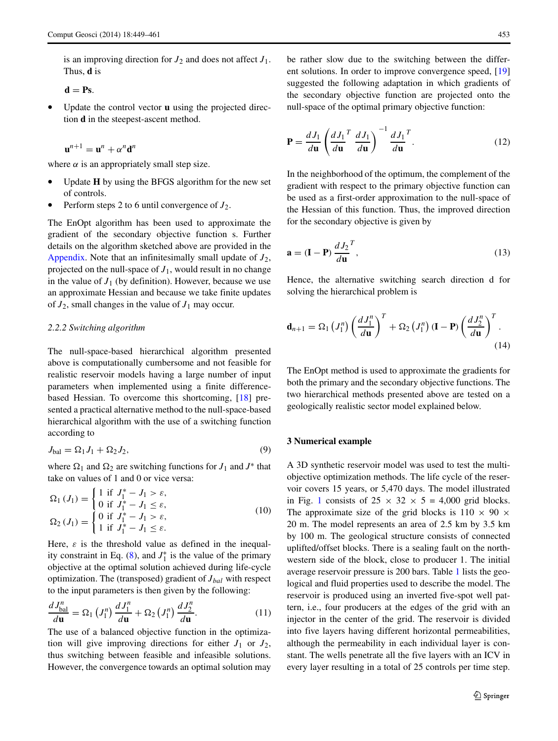is an improving direction for $J_2$ and does not affect $J_1$. Thus, $\mathbf{d}$ is

$$\mathbf{d} = \mathbf{P}\mathbf{s}.$$

- Update the control vector $\mathbf{u}$ using the projected direction $\mathbf{d}$ in the steepest-ascent method.

$$\mathbf{u}^{n+1} = \mathbf{u}^n + \alpha^n \mathbf{d}^n$$

where $\alpha$ is an appropriately small step size.

- Update $\mathbf{H}$ by using the BFGS algorithm for the new set of controls.
- Perform steps 2 to 6 until convergence of $J_2$.

The EnOpt algorithm has been used to approximate the gradient of the secondary objective function s. Further details on the algorithm sketched above are provided in the Appendix. Note that an infinitesimally small update of $J_2$, projected on the null-space of $J_1$, would result in no change in the value of $J_1$ (by definition). However, because we use an approximate Hessian and because we take finite updates of $J_2$, small changes in the value of $J_1$ may occur.

### 2.2.2 Switching algorithm

The null-space-based hierarchical algorithm presented above is computationally cumbersome and not feasible for realistic reservoir models having a large number of input parameters when implemented using a finite difference-based Hessian. To overcome this shortcoming, [18] presented a practical alternative method to the null-space-based hierarchical algorithm with the use of a switching function according to

$$J_{\text{bal}} = \Omega_1 J_1 + \Omega_2 J_2, \tag{9}$$

where $\Omega_1$ and $\Omega_2$ are switching functions for $J_1$ and $J^*$ that take on values of 1 and 0 or vice versa:

$$\Omega_1(J_1) = \begin{cases} 1 \text{ if } J_1^* - J_1 > \varepsilon, \\ 0 \text{ if } J_1^* - J_1 \leq \varepsilon, \end{cases}$$
$$\Omega_2(J_1) = \begin{cases} 0 \text{ if } J_1^* - J_1 > \varepsilon, \\ 1 \text{ if } J_1^* - J_1 \leq \varepsilon. \end{cases} \tag{10}$$

Here, $\varepsilon$ is the threshold value as defined in the inequality constraint in Eq. (8), and $J_1^*$ is the value of the primary objective at the optimal solution achieved during life-cycle optimization. The (transposed) gradient of $J_{bal}$ with respect to the input parameters is then given by the following:

$$\frac{dJ_{\text{bal}}^n}{d\mathbf{u}} = \Omega_1\left(J_1^n\right)\frac{dJ_1^n}{d\mathbf{u}} + \Omega_2\left(J_1^n\right)\frac{dJ_2^n}{d\mathbf{u}}. \tag{11}$$

The use of a balanced objective function in the optimization will give improving directions for either $J_1$ or $J_2$, thus switching between feasible and infeasible solutions. However, the convergence towards an optimal solution may be rather slow due to the switching between the different solutions. In order to improve convergence speed, [19] suggested the following adaptation in which gradients of the secondary objective function are projected onto the null-space of the optimal primary objective function:

$$\mathbf{P} = \frac{dJ_1}{d\mathbf{u}}\left(\frac{dJ_1}{d\mathbf{u}}^T \frac{dJ_1}{d\mathbf{u}}\right)^{-1} \frac{dJ_1}{d\mathbf{u}}^T. \tag{12}$$

In the neighborhood of the optimum, the complement of the gradient with respect to the primary objective function can be used as a first-order approximation to the null-space of the Hessian of this function. Thus, the improved direction for the secondary objective is given by

$$\mathbf{a} = (\mathbf{I} - \mathbf{P})\frac{dJ_2}{d\mathbf{u}}^T, \tag{13}$$

Hence, the alternative switching search direction d for solving the hierarchical problem is

$$\mathbf{d}_{n+1} = \Omega_1\left(J_1^n\right)\left(\frac{dJ_1^n}{d\mathbf{u}}\right)^T + \Omega_2\left(J_1^n\right)(\mathbf{I} - \mathbf{P})\left(\frac{dJ_2^n}{d\mathbf{u}}\right)^T. \tag{14}$$

The EnOpt method is used to approximate the gradients for both the primary and the secondary objective functions. The two hierarchical methods presented above are tested on a geologically realistic sector model explained below.

## 3 Numerical example

A 3D synthetic reservoir model was used to test the multi-objective optimization methods. The life cycle of the reservoir covers 15 years, or 5,470 days. The model illustrated in Fig. 1 consists of 25 × 32 × 5 = 4,000 grid blocks. The approximate size of the grid blocks is 110 × 90 × 20 m. The model represents an area of 2.5 km by 3.5 km by 100 m. The geological structure consists of connected uplifted/offset blocks. There is a sealing fault on the north-western side of the block, close to producer 1. The initial average reservoir pressure is 200 bars. Table 1 lists the geological and fluid properties used to describe the model. The reservoir is produced using an inverted five-spot well pattern, i.e., four producers at the edges of the grid with an injector in the center of the grid. The reservoir is divided into five layers having different horizontal permeabilities, although the permeability in each individual layer is constant. The wells penetrate all the five layers with an ICV in every layer resulting in a total of 25 controls per time step.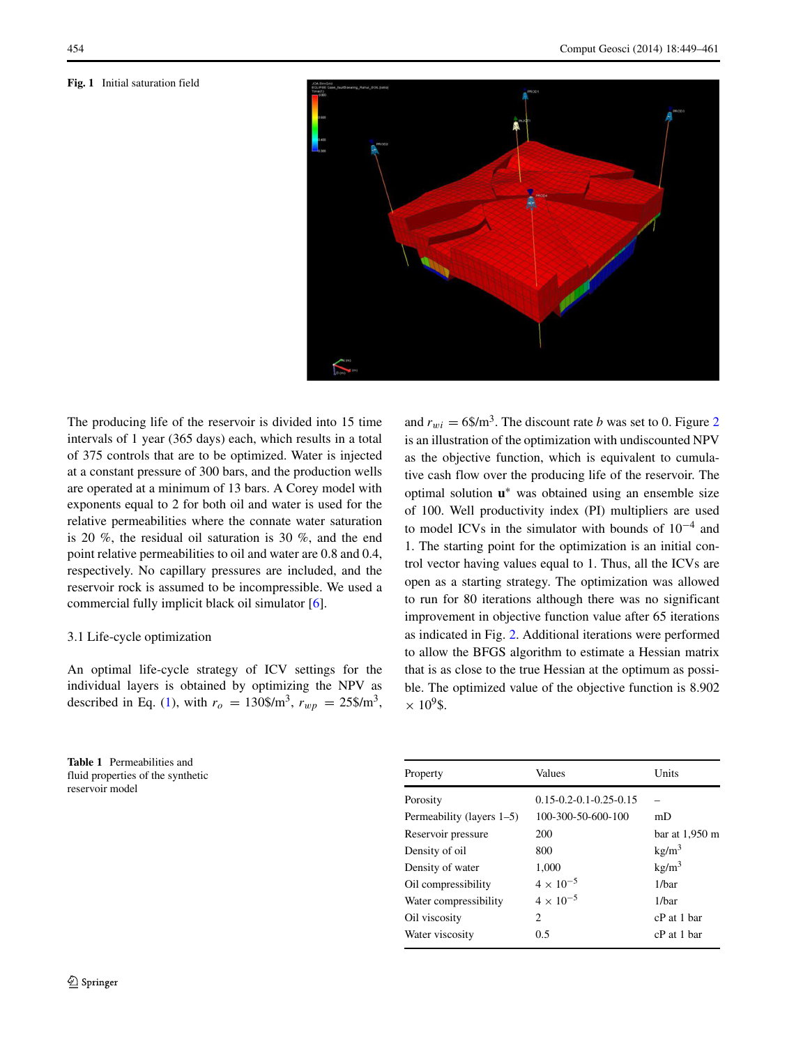**Fig. 1** Initial saturation field

The producing life of the reservoir is divided into 15 time intervals of 1 year (365 days) each, which results in a total of 375 controls that are to be optimized. Water is injected at a constant pressure of 300 bars, and the production wells are operated at a minimum of 13 bars. A Corey model with exponents equal to 2 for both oil and water is used for the relative permeabilities where the connate water saturation is 20 %, the residual oil saturation is 30 %, and the end point relative permeabilities to oil and water are 0.8 and 0.4, respectively. No capillary pressures are included, and the reservoir rock is assumed to be incompressible. We used a commercial fully implicit black oil simulator [6].

### 3.1 Life-cycle optimization

An optimal life-cycle strategy of ICV settings for the individual layers is obtained by optimizing the NPV as described in Eq. (1), with $r_o = 130\$/\text{m}^3$, $r_{wp} = 25\$/\text{m}^3$, and $r_{wi} = 6\$/\text{m}^3$. The discount rate $b$ was set to 0. Figure 2 is an illustration of the optimization with undiscounted NPV as the objective function, which is equivalent to cumulative cash flow over the producing life of the reservoir. The optimal solution $\mathbf{u}^*$ was obtained using an ensemble size of 100. Well productivity index (PI) multipliers are used to model ICVs in the simulator with bounds of $10^{-4}$ and 1. The starting point for the optimization is an initial control vector having values equal to 1. Thus, all the ICVs are open as a starting strategy. The optimization was allowed to run for 80 iterations although there was no significant improvement in objective function value after 65 iterations as indicated in Fig. 2. Additional iterations were performed to allow the BFGS algorithm to estimate a Hessian matrix that is as close to the true Hessian at the optimum as possible. The optimized value of the objective function is 8.902 $\times\ 10^9$\$.

**Table 1** Permeabilities and fluid properties of the synthetic reservoir model

| Property | Values | Units |
|---|---|---|
| Porosity | 0.15-0.2-0.1-0.25-0.15 | – |
| Permeability (layers 1–5) | 100-300-50-600-100 | mD |
| Reservoir pressure | 200 | bar at 1,950 m |
| Density of oil | 800 | kg/m$^3$ |
| Density of water | 1,000 | kg/m$^3$ |
| Oil compressibility | $4 \times 10^{-5}$ | 1/bar |
| Water compressibility | $4 \times 10^{-5}$ | 1/bar |
| Oil viscosity | 2 | cP at 1 bar |
| Water viscosity | 0.5 | cP at 1 bar |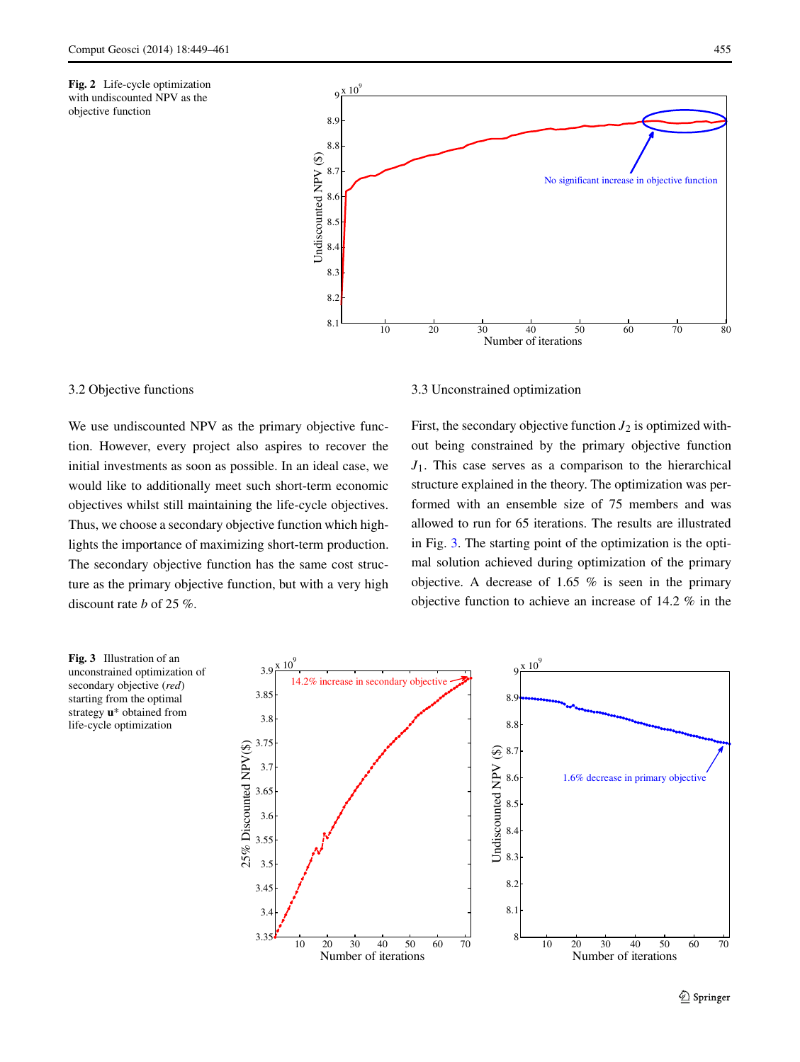**Fig. 2** Life-cycle optimization with undiscounted NPV as the objective function

### 3.2 Objective functions

We use undiscounted NPV as the primary objective function. However, every project also aspires to recover the initial investments as soon as possible. In an ideal case, we would like to additionally meet such short-term economic objectives whilst still maintaining the life-cycle objectives. Thus, we choose a secondary objective function which highlights the importance of maximizing short-term production. The secondary objective function has the same cost structure as the primary objective function, but with a very high discount rate $b$ of 25 %.

### 3.3 Unconstrained optimization

First, the secondary objective function $J_2$ is optimized without being constrained by the primary objective function $J_1$. This case serves as a comparison to the hierarchical structure explained in the theory. The optimization was performed with an ensemble size of 75 members and was allowed to run for 65 iterations. The results are illustrated in Fig. 3. The starting point of the optimization is the optimal solution achieved during optimization of the primary objective. A decrease of 1.65 % is seen in the primary objective function to achieve an increase of 14.2 % in the

**Fig. 3** Illustration of an unconstrained optimization of secondary objective (*red*) starting from the optimal strategy $\mathbf{u}^*$ obtained from life-cycle optimization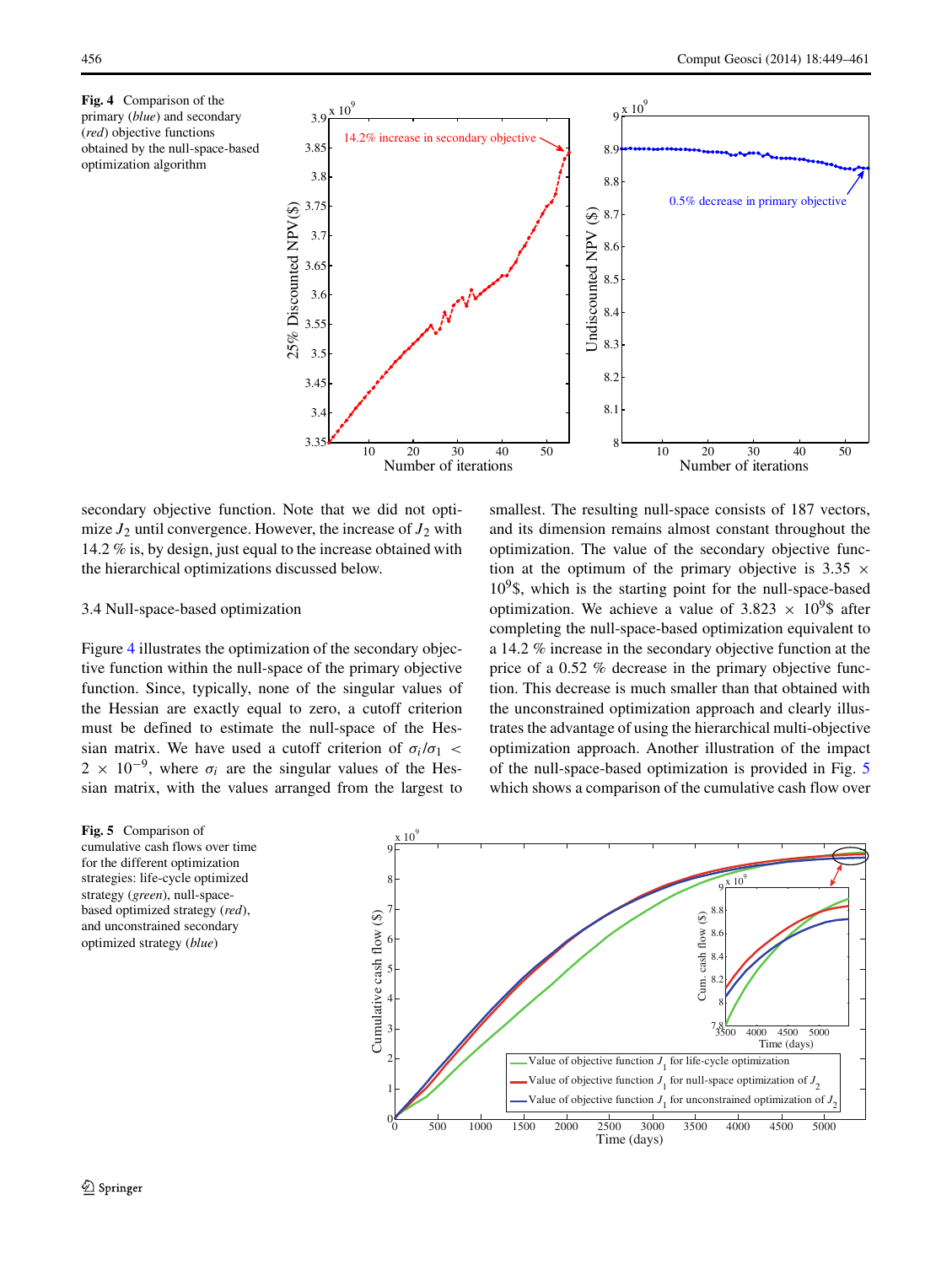**Fig. 4** Comparison of the primary (*blue*) and secondary (*red*) objective functions obtained by the null-space-based optimization algorithm

secondary objective function. Note that we did not optimize $J_2$ until convergence. However, the increase of $J_2$ with 14.2 % is, by design, just equal to the increase obtained with the hierarchical optimizations discussed below.

### 3.4 Null-space-based optimization

Figure 4 illustrates the optimization of the secondary objective function within the null-space of the primary objective function. Since, typically, none of the singular values of the Hessian are exactly equal to zero, a cutoff criterion must be defined to estimate the null-space of the Hessian matrix. We have used a cutoff criterion of $\sigma_i/\sigma_1 < 2 \times 10^{-9}$, where $\sigma_i$ are the singular values of the Hessian matrix, with the values arranged from the largest to smallest. The resulting null-space consists of 187 vectors, and its dimension remains almost constant throughout the optimization. The value of the secondary objective function at the optimum of the primary objective is $3.35 \times 10^9$\$, which is the starting point for the null-space-based optimization. We achieve a value of $3.823 \times 10^9$\$ after completing the null-space-based optimization equivalent to a 14.2 % increase in the secondary objective function at the price of a 0.52 % decrease in the primary objective function. This decrease is much smaller than that obtained with the unconstrained optimization approach and clearly illustrates the advantage of using the hierarchical multi-objective optimization approach. Another illustration of the impact of the null-space-based optimization is provided in Fig. 5 which shows a comparison of the cumulative cash flow over

**Fig. 5** Comparison of cumulative cash flows over time for the different optimization strategies: life-cycle optimized strategy (*green*), null-space-based optimized strategy (*red*), and unconstrained secondary optimized strategy (*blue*)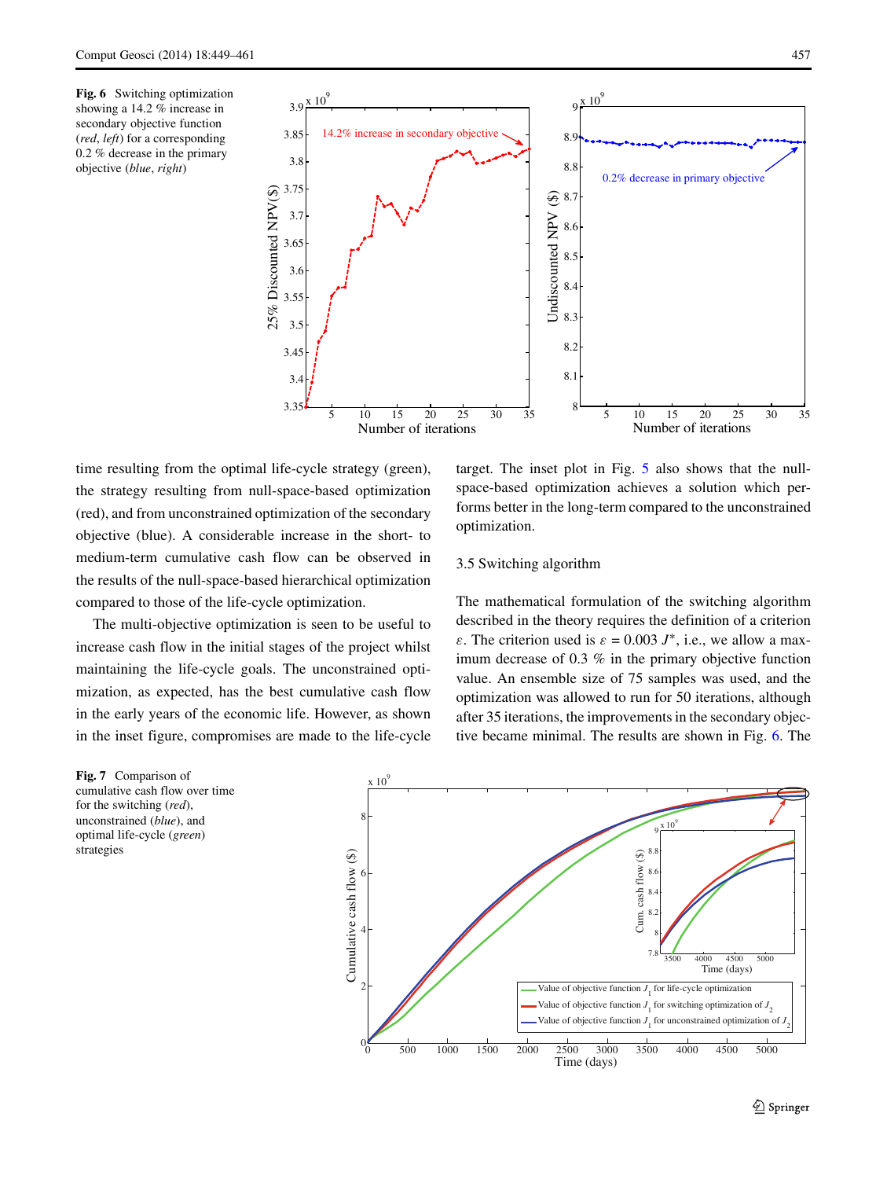**Fig. 6** Switching optimization showing a 14.2 % increase in secondary objective function (*red*, *left*) for a corresponding 0.2 % decrease in the primary objective (*blue*, *right*)

time resulting from the optimal life-cycle strategy (green), the strategy resulting from null-space-based optimization (red), and from unconstrained optimization of the secondary objective (blue). A considerable increase in the short- to medium-term cumulative cash flow can be observed in the results of the null-space-based hierarchical optimization compared to those of the life-cycle optimization.

The multi-objective optimization is seen to be useful to increase cash flow in the initial stages of the project whilst maintaining the life-cycle goals. The unconstrained optimization, as expected, has the best cumulative cash flow in the early years of the economic life. However, as shown in the inset figure, compromises are made to the life-cycle target. The inset plot in Fig. 5 also shows that the null-space-based optimization achieves a solution which performs better in the long-term compared to the unconstrained optimization.

### 3.5 Switching algorithm

The mathematical formulation of the switching algorithm described in the theory requires the definition of a criterion $\varepsilon$. The criterion used is $\varepsilon = 0.003\, J^{*}$, i.e., we allow a maximum decrease of 0.3 % in the primary objective function value. An ensemble size of 75 samples was used, and the optimization was allowed to run for 50 iterations, although after 35 iterations, the improvements in the secondary objective became minimal. The results are shown in Fig. 6. The

**Fig. 7** Comparison of cumulative cash flow over time for the switching (*red*), unconstrained (*blue*), and optimal life-cycle (*green*) strategies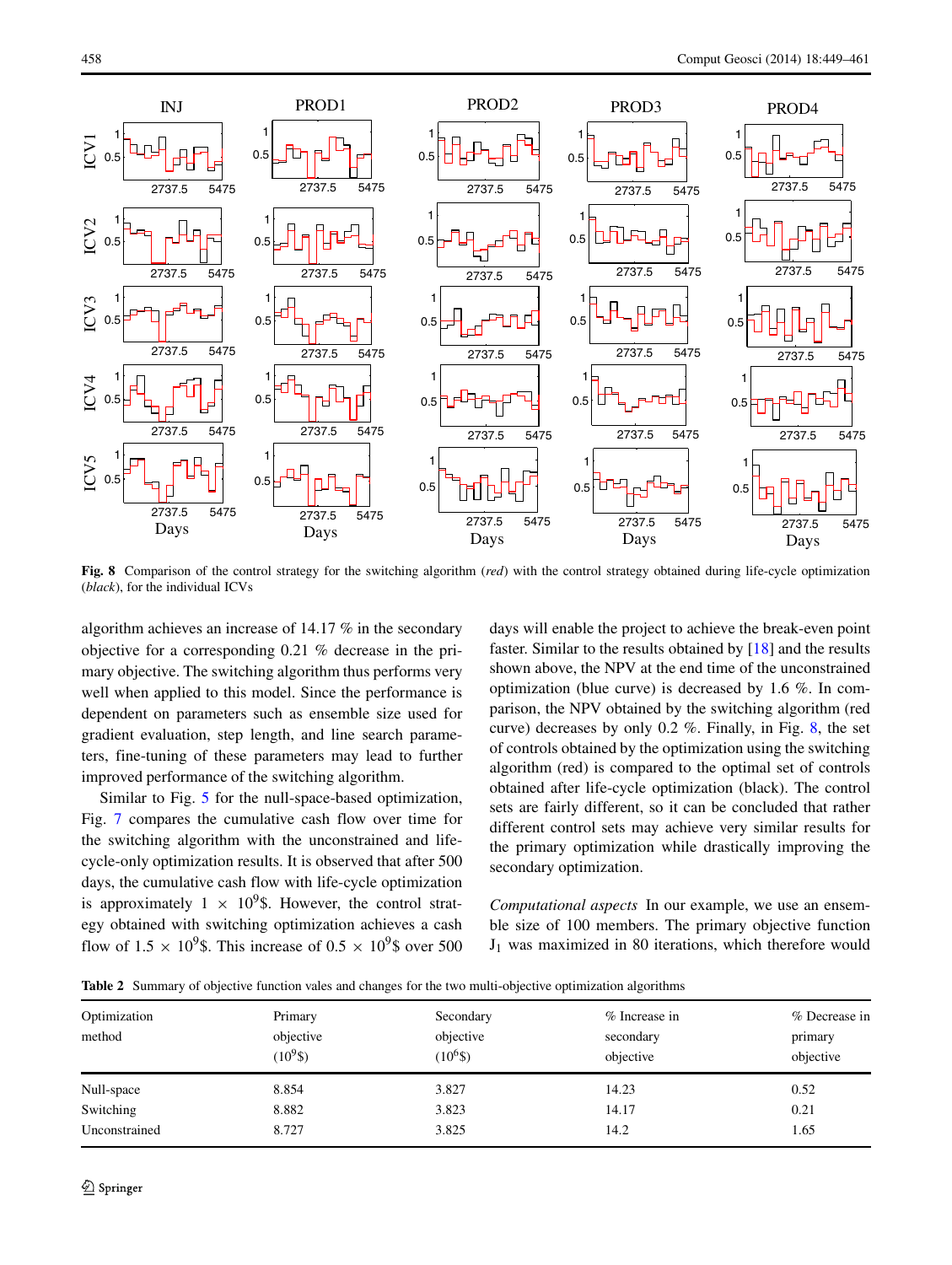Fig. 8 Comparison of the control strategy for the switching algorithm (*red*) with the control strategy obtained during life-cycle optimization (*black*), for the individual ICVs

algorithm achieves an increase of 14.17 % in the secondary objective for a corresponding 0.21 % decrease in the primary objective. The switching algorithm thus performs very well when applied to this model. Since the performance is dependent on parameters such as ensemble size used for gradient evaluation, step length, and line search parameters, fine-tuning of these parameters may lead to further improved performance of the switching algorithm.

Similar to Fig. 5 for the null-space-based optimization, Fig. 7 compares the cumulative cash flow over time for the switching algorithm with the unconstrained and life-cycle-only optimization results. It is observed that after 500 days, the cumulative cash flow with life-cycle optimization is approximately $1 \times 10^9$\$. However, the control strategy obtained with switching optimization achieves a cash flow of $1.5 \times 10^9$\$. This increase of $0.5 \times 10^9$\$ over 500 days will enable the project to achieve the break-even point faster. Similar to the results obtained by [18] and the results shown above, the NPV at the end time of the unconstrained optimization (blue curve) is decreased by 1.6 %. In comparison, the NPV obtained by the switching algorithm (red curve) decreases by only 0.2 %. Finally, in Fig. 8, the set of controls obtained by the optimization using the switching algorithm (red) is compared to the optimal set of controls obtained after life-cycle optimization (black). The control sets are fairly different, so it can be concluded that rather different control sets may achieve very similar results for the primary optimization while drastically improving the secondary optimization.

*Computational aspects* In our example, we use an ensemble size of 100 members. The primary objective function $J_1$ was maximized in 80 iterations, which therefore would

Table 2 Summary of objective function vales and changes for the two multi-objective optimization algorithms

| Optimization method | Primary objective ($10^9$\$) | Secondary objective ($10^6$\$) | % Increase in secondary objective | % Decrease in primary objective |
|---|---|---|---|---|
| Null-space | 8.854 | 3.827 | 14.23 | 0.52 |
| Switching | 8.882 | 3.823 | 14.17 | 0.21 |
| Unconstrained | 8.727 | 3.825 | 14.2 | 1.65 |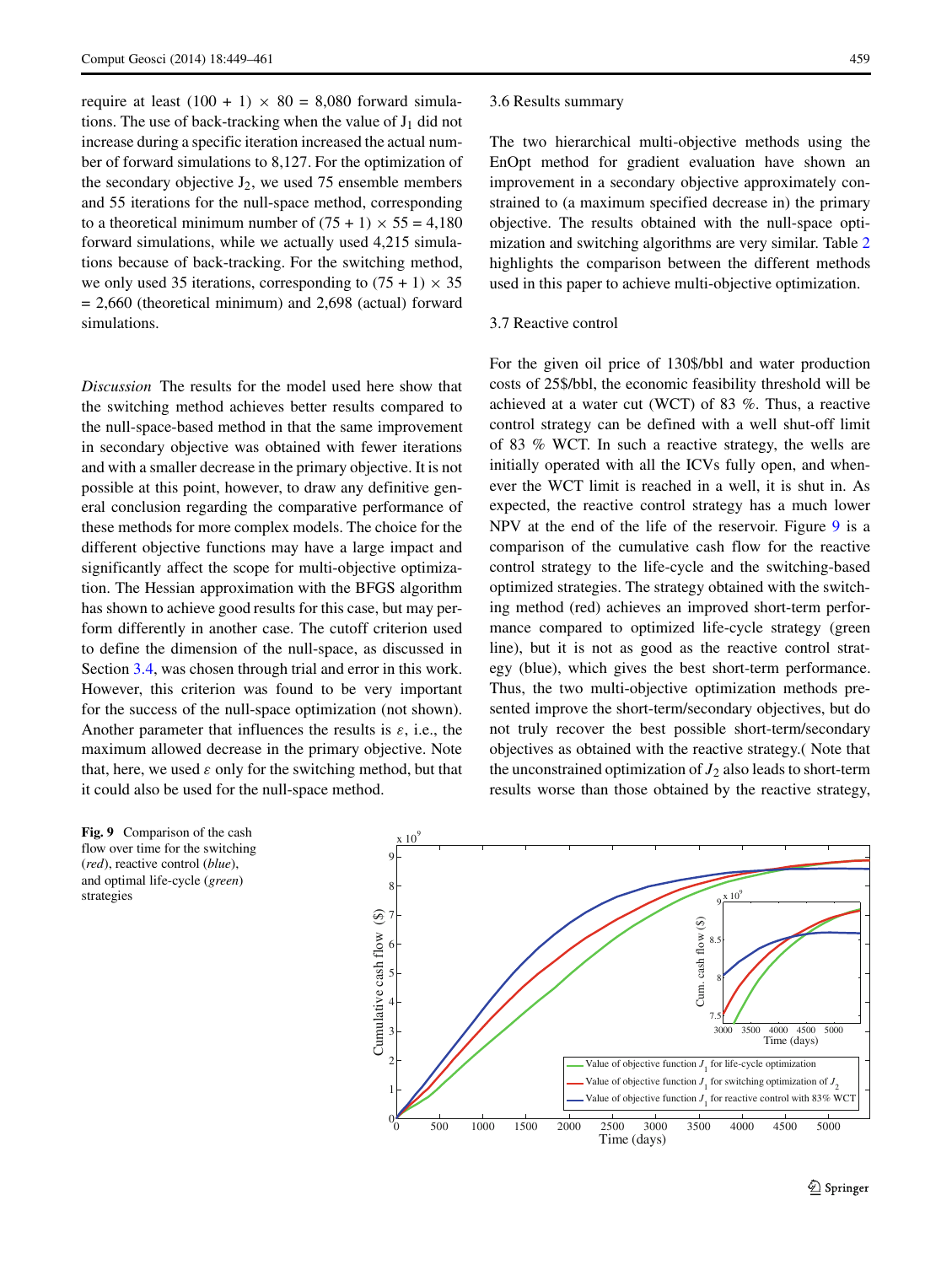require at least (100 + 1) × 80 = 8,080 forward simulations. The use of back-tracking when the value of $J_1$ did not increase during a specific iteration increased the actual number of forward simulations to 8,127. For the optimization of the secondary objective $J_2$, we used 75 ensemble members and 55 iterations for the null-space method, corresponding to a theoretical minimum number of (75 + 1) × 55 = 4,180 forward simulations, while we actually used 4,215 simulations because of back-tracking. For the switching method, we only used 35 iterations, corresponding to (75 + 1) × 35 = 2,660 (theoretical minimum) and 2,698 (actual) forward simulations.

*Discussion* The results for the model used here show that the switching method achieves better results compared to the null-space-based method in that the same improvement in secondary objective was obtained with fewer iterations and with a smaller decrease in the primary objective. It is not possible at this point, however, to draw any definitive general conclusion regarding the comparative performance of these methods for more complex models. The choice for the different objective functions may have a large impact and significantly affect the scope for multi-objective optimization. The Hessian approximation with the BFGS algorithm has shown to achieve good results for this case, but may perform differently in another case. The cutoff criterion used to define the dimension of the null-space, as discussed in Section 3.4, was chosen through trial and error in this work. However, this criterion was found to be very important for the success of the null-space optimization (not shown). Another parameter that influences the results is $\varepsilon$, i.e., the maximum allowed decrease in the primary objective. Note that, here, we used $\varepsilon$ only for the switching method, but that it could also be used for the null-space method.

### 3.6 Results summary

The two hierarchical multi-objective methods using the EnOpt method for gradient evaluation have shown an improvement in a secondary objective approximately constrained to (a maximum specified decrease in) the primary objective. The results obtained with the null-space optimization and switching algorithms are very similar. Table 2 highlights the comparison between the different methods used in this paper to achieve multi-objective optimization.

### 3.7 Reactive control

For the given oil price of 130\$/bbl and water production costs of 25\$/bbl, the economic feasibility threshold will be achieved at a water cut (WCT) of 83 %. Thus, a reactive control strategy can be defined with a well shut-off limit of 83 % WCT. In such a reactive strategy, the wells are initially operated with all the ICVs fully open, and whenever the WCT limit is reached in a well, it is shut in. As expected, the reactive control strategy has a much lower NPV at the end of the life of the reservoir. Figure 9 is a comparison of the cumulative cash flow for the reactive control strategy to the life-cycle and the switching-based optimized strategies. The strategy obtained with the switching method (red) achieves an improved short-term performance compared to optimized life-cycle strategy (green line), but it is not as good as the reactive control strategy (blue), which gives the best short-term performance. Thus, the two multi-objective optimization methods presented improve the short-term/secondary objectives, but do not truly recover the best possible short-term/secondary objectives as obtained with the reactive strategy.( Note that the unconstrained optimization of $J_2$ also leads to short-term results worse than those obtained by the reactive strategy,

**Fig. 9** Comparison of the cash flow over time for the switching (*red*), reactive control (*blue*), and optimal life-cycle (*green*) strategies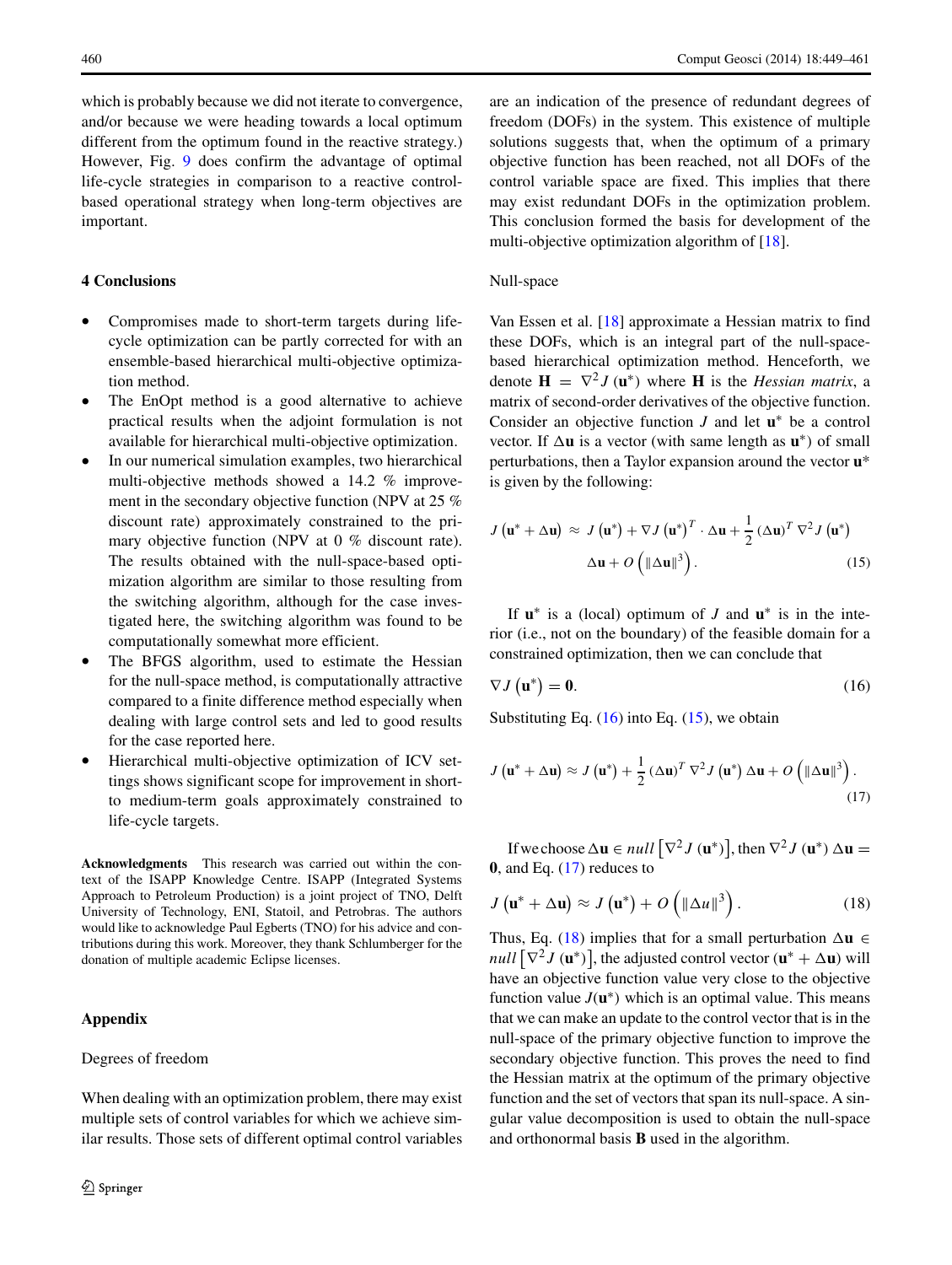which is probably because we did not iterate to convergence, and/or because we were heading towards a local optimum different from the optimum found in the reactive strategy.) However, Fig. 9 does confirm the advantage of optimal life-cycle strategies in comparison to a reactive control-based operational strategy when long-term objectives are important.

## 4 Conclusions

- Compromises made to short-term targets during life-cycle optimization can be partly corrected for with an ensemble-based hierarchical multi-objective optimization method.
- The EnOpt method is a good alternative to achieve practical results when the adjoint formulation is not available for hierarchical multi-objective optimization.
- In our numerical simulation examples, two hierarchical multi-objective methods showed a 14.2 % improvement in the secondary objective function (NPV at 25 % discount rate) approximately constrained to the primary objective function (NPV at 0 % discount rate). The results obtained with the null-space-based optimization algorithm are similar to those resulting from the switching algorithm, although for the case investigated here, the switching algorithm was found to be computationally somewhat more efficient.
- The BFGS algorithm, used to estimate the Hessian for the null-space method, is computationally attractive compared to a finite difference method especially when dealing with large control sets and led to good results for the case reported here.
- Hierarchical multi-objective optimization of ICV settings shows significant scope for improvement in short- to medium-term goals approximately constrained to life-cycle targets.

**Acknowledgments** This research was carried out within the context of the ISAPP Knowledge Centre. ISAPP (Integrated Systems Approach to Petroleum Production) is a joint project of TNO, Delft University of Technology, ENI, Statoil, and Petrobras. The authors would like to acknowledge Paul Egberts (TNO) for his advice and contributions during this work. Moreover, they thank Schlumberger for the donation of multiple academic Eclipse licenses.

## Appendix

### Degrees of freedom

When dealing with an optimization problem, there may exist multiple sets of control variables for which we achieve similar results. Those sets of different optimal control variables are an indication of the presence of redundant degrees of freedom (DOFs) in the system. This existence of multiple solutions suggests that, when the optimum of a primary objective function has been reached, not all DOFs of the control variable space are fixed. This implies that there may exist redundant DOFs in the optimization problem. This conclusion formed the basis for development of the multi-objective optimization algorithm of [18].

### Null-space

Van Essen et al. [18] approximate a Hessian matrix to find these DOFs, which is an integral part of the null-space-based hierarchical optimization method. Henceforth, we denote $\mathbf{H} = \nabla^2 J(\mathbf{u}^*)$ where $\mathbf{H}$ is the *Hessian matrix*, a matrix of second-order derivatives of the objective function. Consider an objective function $J$ and let $\mathbf{u}^*$ be a control vector. If $\Delta\mathbf{u}$ is a vector (with same length as $\mathbf{u}^*$) of small perturbations, then a Taylor expansion around the vector $\mathbf{u}^*$ is given by the following:

$$J\left(\mathbf{u}^* + \Delta\mathbf{u}\right) \approx J\left(\mathbf{u}^*\right) + \nabla J\left(\mathbf{u}^*\right)^T \cdot \Delta\mathbf{u} + \frac{1}{2}\left(\Delta\mathbf{u}\right)^T \nabla^2 J\left(\mathbf{u}^*\right) \Delta\mathbf{u} + O\left(\|\Delta\mathbf{u}\|^3\right). \tag{15}$$

If $\mathbf{u}^*$ is a (local) optimum of $J$ and $\mathbf{u}^*$ is in the interior (i.e., not on the boundary) of the feasible domain for a constrained optimization, then we can conclude that

$$\nabla J\left(\mathbf{u}^*\right) = \mathbf{0}. \tag{16}$$

Substituting Eq. (16) into Eq. (15), we obtain

$$J\left(\mathbf{u}^* + \Delta\mathbf{u}\right) \approx J\left(\mathbf{u}^*\right) + \frac{1}{2}\left(\Delta\mathbf{u}\right)^T \nabla^2 J\left(\mathbf{u}^*\right) \Delta\mathbf{u} + O\left(\|\Delta\mathbf{u}\|^3\right). \tag{17}$$

If we choose $\Delta\mathbf{u} \in null\left[\nabla^2 J\left(\mathbf{u}^*\right)\right]$, then $\nabla^2 J\left(\mathbf{u}^*\right) \Delta\mathbf{u} = \mathbf{0}$, and Eq. (17) reduces to

$$J\left(\mathbf{u}^* + \Delta\mathbf{u}\right) \approx J\left(\mathbf{u}^*\right) + O\left(\|\Delta u\|^3\right). \tag{18}$$

Thus, Eq. (18) implies that for a small perturbation $\Delta\mathbf{u} \in null\left[\nabla^2 J\left(\mathbf{u}^*\right)\right]$, the adjusted control vector $(\mathbf{u}^* + \Delta\mathbf{u})$ will have an objective function value very close to the objective function value $J(\mathbf{u}^*)$ which is an optimal value. This means that we can make an update to the control vector that is in the null-space of the primary objective function to improve the secondary objective function. This proves the need to find the Hessian matrix at the optimum of the primary objective function and the set of vectors that span its null-space. A singular value decomposition is used to obtain the null-space and orthonormal basis $\mathbf{B}$ used in the algorithm.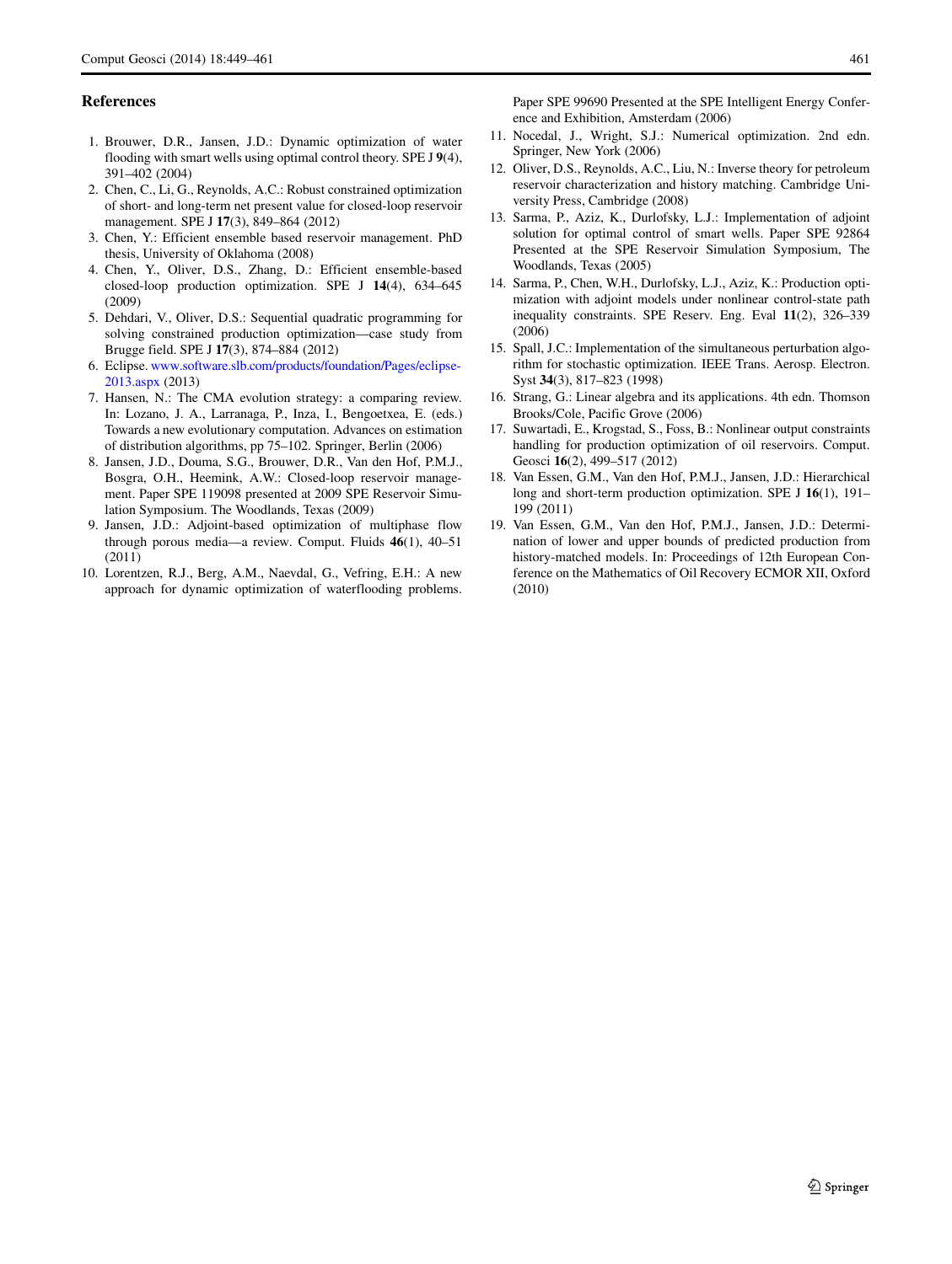## References

1. Brouwer, D.R., Jansen, J.D.: Dynamic optimization of water flooding with smart wells using optimal control theory. SPE J **9**(4), 391–402 (2004)
2. Chen, C., Li, G., Reynolds, A.C.: Robust constrained optimization of short- and long-term net present value for closed-loop reservoir management. SPE J **17**(3), 849–864 (2012)
3. Chen, Y.: Efficient ensemble based reservoir management. PhD thesis, University of Oklahoma (2008)
4. Chen, Y., Oliver, D.S., Zhang, D.: Efficient ensemble-based closed-loop production optimization. SPE J **14**(4), 634–645 (2009)
5. Dehdari, V., Oliver, D.S.: Sequential quadratic programming for solving constrained production optimization—case study from Brugge field. SPE J **17**(3), 874–884 (2012)
6. Eclipse. www.software.slb.com/products/foundation/Pages/eclipse-2013.aspx (2013)
7. Hansen, N.: The CMA evolution strategy: a comparing review. In: Lozano, J. A., Larranaga, P., Inza, I., Bengoetxea, E. (eds.) Towards a new evolutionary computation. Advances on estimation of distribution algorithms, pp 75–102. Springer, Berlin (2006)
8. Jansen, J.D., Douma, S.G., Brouwer, D.R., Van den Hof, P.M.J., Bosgra, O.H., Heemink, A.W.: Closed-loop reservoir management. Paper SPE 119098 presented at 2009 SPE Reservoir Simulation Symposium. The Woodlands, Texas (2009)
9. Jansen, J.D.: Adjoint-based optimization of multiphase flow through porous media—a review. Comput. Fluids **46**(1), 40–51 (2011)
10. Lorentzen, R.J., Berg, A.M., Naevdal, G., Vefring, E.H.: A new approach for dynamic optimization of waterflooding problems. Paper SPE 99690 Presented at the SPE Intelligent Energy Conference and Exhibition, Amsterdam (2006)
11. Nocedal, J., Wright, S.J.: Numerical optimization. 2nd edn. Springer, New York (2006)
12. Oliver, D.S., Reynolds, A.C., Liu, N.: Inverse theory for petroleum reservoir characterization and history matching. Cambridge University Press, Cambridge (2008)
13. Sarma, P., Aziz, K., Durlofsky, L.J.: Implementation of adjoint solution for optimal control of smart wells. Paper SPE 92864 Presented at the SPE Reservoir Simulation Symposium, The Woodlands, Texas (2005)
14. Sarma, P., Chen, W.H., Durlofsky, L.J., Aziz, K.: Production optimization with adjoint models under nonlinear control-state path inequality constraints. SPE Reserv. Eng. Eval **11**(2), 326–339 (2006)
15. Spall, J.C.: Implementation of the simultaneous perturbation algorithm for stochastic optimization. IEEE Trans. Aerosp. Electron. Syst **34**(3), 817–823 (1998)
16. Strang, G.: Linear algebra and its applications. 4th edn. Thomson Brooks/Cole, Pacific Grove (2006)
17. Suwartadi, E., Krogstad, S., Foss, B.: Nonlinear output constraints handling for production optimization of oil reservoirs. Comput. Geosci **16**(2), 499–517 (2012)
18. Van Essen, G.M., Van den Hof, P.M.J., Jansen, J.D.: Hierarchical long and short-term production optimization. SPE J **16**(1), 191–199 (2011)
19. Van Essen, G.M., Van den Hof, P.M.J., Jansen, J.D.: Determination of lower and upper bounds of predicted production from history-matched models. In: Proceedings of 12th European Conference on the Mathematics of Oil Recovery ECMOR XII, Oxford (2010)